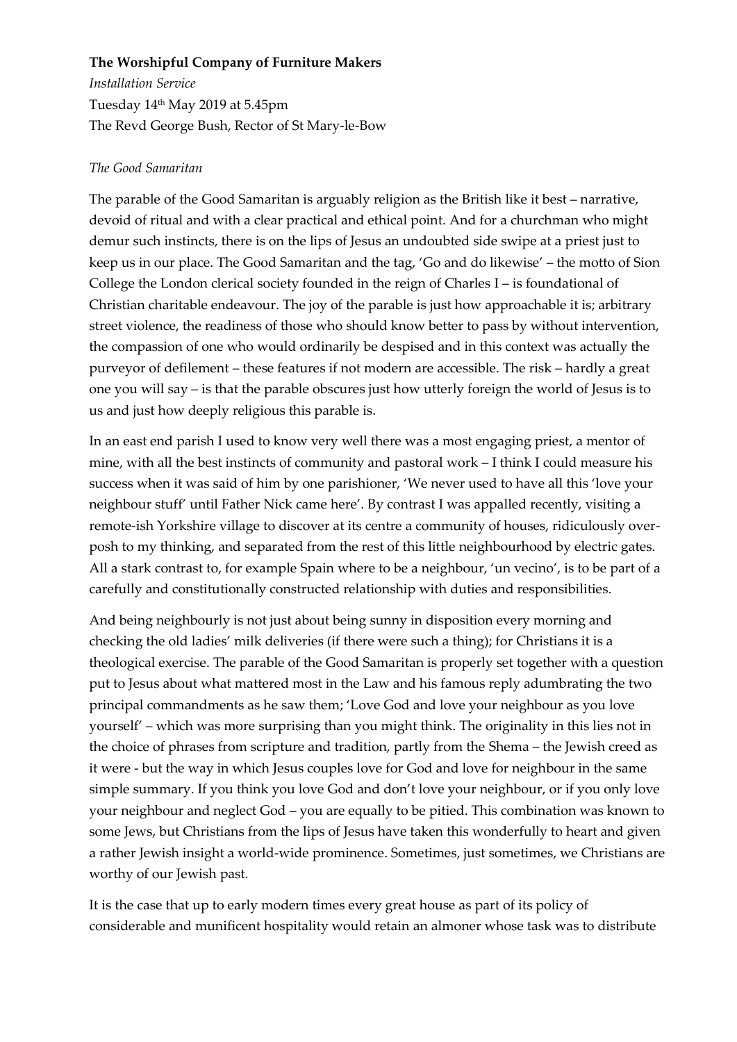**The Worshipful Company of Furniture Makers**

*Installation Service*

Tuesday 14th May 2019 at 5.45pm

The Revd George Bush, Rector of St Mary-le-Bow

*The Good Samaritan*

The parable of the Good Samaritan is arguably religion as the British like it best – narrative, devoid of ritual and with a clear practical and ethical point. And for a churchman who might demur such instincts, there is on the lips of Jesus an undoubted side swipe at a priest just to keep us in our place. The Good Samaritan and the tag, 'Go and do likewise' – the motto of Sion College the London clerical society founded in the reign of Charles I – is foundational of Christian charitable endeavour. The joy of the parable is just how approachable it is; arbitrary street violence, the readiness of those who should know better to pass by without intervention, the compassion of one who would ordinarily be despised and in this context was actually the purveyor of defilement – these features if not modern are accessible. The risk – hardly a great one you will say – is that the parable obscures just how utterly foreign the world of Jesus is to us and just how deeply religious this parable is.

In an east end parish I used to know very well there was a most engaging priest, a mentor of mine, with all the best instincts of community and pastoral work – I think I could measure his success when it was said of him by one parishioner, 'We never used to have all this 'love your neighbour stuff' until Father Nick came here'. By contrast I was appalled recently, visiting a remote-ish Yorkshire village to discover at its centre a community of houses, ridiculously over-posh to my thinking, and separated from the rest of this little neighbourhood by electric gates. All a stark contrast to, for example Spain where to be a neighbour, 'un vecino', is to be part of a carefully and constitutionally constructed relationship with duties and responsibilities.

And being neighbourly is not just about being sunny in disposition every morning and checking the old ladies' milk deliveries (if there were such a thing); for Christians it is a theological exercise. The parable of the Good Samaritan is properly set together with a question put to Jesus about what mattered most in the Law and his famous reply adumbrating the two principal commandments as he saw them; 'Love God and love your neighbour as you love yourself' – which was more surprising than you might think. The originality in this lies not in the choice of phrases from scripture and tradition, partly from the Shema – the Jewish creed as it were - but the way in which Jesus couples love for God and love for neighbour in the same simple summary. If you think you love God and don't love your neighbour, or if you only love your neighbour and neglect God – you are equally to be pitied. This combination was known to some Jews, but Christians from the lips of Jesus have taken this wonderfully to heart and given a rather Jewish insight a world-wide prominence. Sometimes, just sometimes, we Christians are worthy of our Jewish past.

It is the case that up to early modern times every great house as part of its policy of considerable and munificent hospitality would retain an almoner whose task was to distribute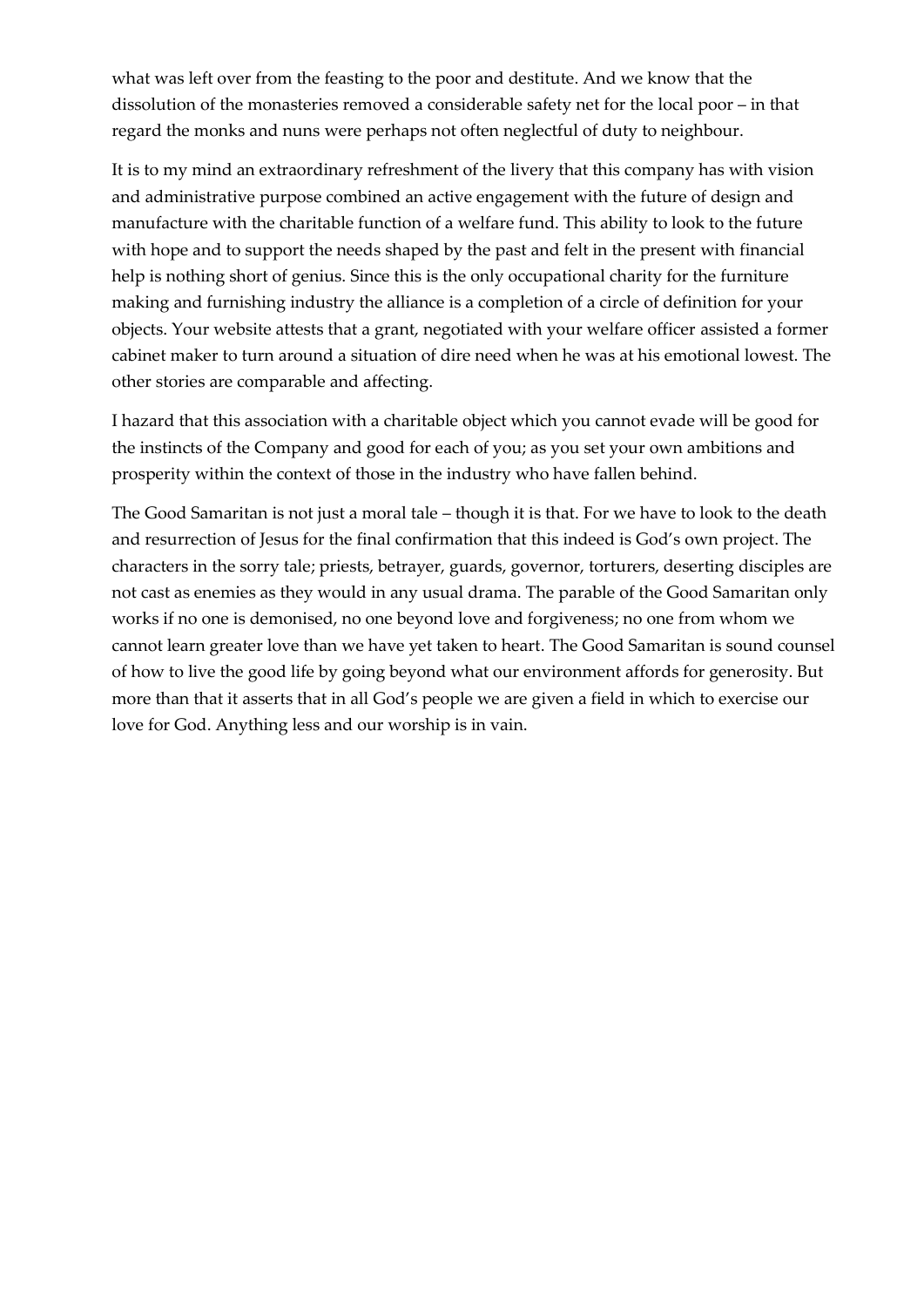what was left over from the feasting to the poor and destitute. And we know that the dissolution of the monasteries removed a considerable safety net for the local poor – in that regard the monks and nuns were perhaps not often neglectful of duty to neighbour.

It is to my mind an extraordinary refreshment of the livery that this company has with vision and administrative purpose combined an active engagement with the future of design and manufacture with the charitable function of a welfare fund. This ability to look to the future with hope and to support the needs shaped by the past and felt in the present with financial help is nothing short of genius. Since this is the only occupational charity for the furniture making and furnishing industry the alliance is a completion of a circle of definition for your objects. Your website attests that a grant, negotiated with your welfare officer assisted a former cabinet maker to turn around a situation of dire need when he was at his emotional lowest. The other stories are comparable and affecting.

I hazard that this association with a charitable object which you cannot evade will be good for the instincts of the Company and good for each of you; as you set your own ambitions and prosperity within the context of those in the industry who have fallen behind.

The Good Samaritan is not just a moral tale – though it is that. For we have to look to the death and resurrection of Jesus for the final confirmation that this indeed is God's own project. The characters in the sorry tale; priests, betrayer, guards, governor, torturers, deserting disciples are not cast as enemies as they would in any usual drama. The parable of the Good Samaritan only works if no one is demonised, no one beyond love and forgiveness; no one from whom we cannot learn greater love than we have yet taken to heart. The Good Samaritan is sound counsel of how to live the good life by going beyond what our environment affords for generosity. But more than that it asserts that in all God's people we are given a field in which to exercise our love for God. Anything less and our worship is in vain.